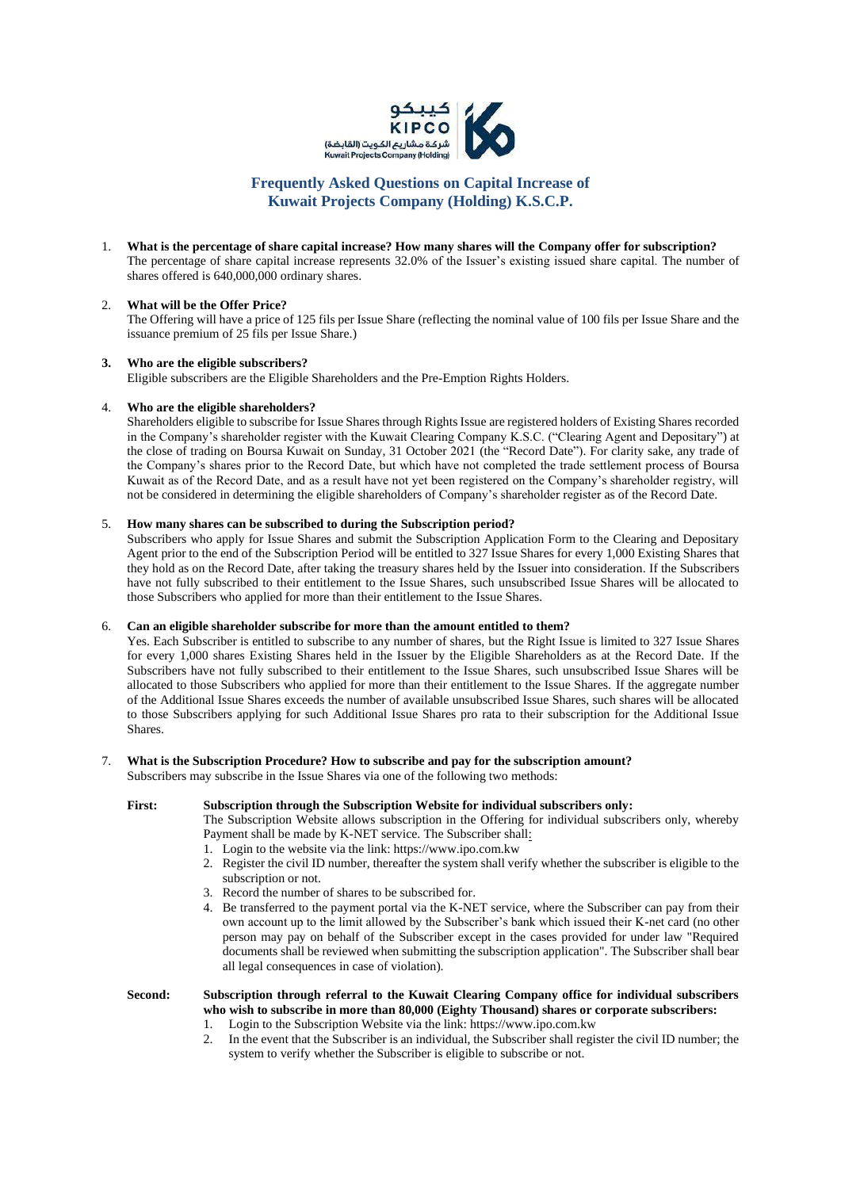# Frequently Asked Questions on Capital Increase of Kuwait Projects Company (Holding) K.S.C.P.

1. **What is the percentage of share capital increase? How many shares will the Company offer for subscription?**
   The percentage of share capital increase represents 32.0% of the Issuer's existing issued share capital. The number of shares offered is 640,000,000 ordinary shares.

2. **What will be the Offer Price?**
   The Offering will have a price of 125 fils per Issue Share (reflecting the nominal value of 100 fils per Issue Share and the issuance premium of 25 fils per Issue Share.)

3. **Who are the eligible subscribers?**
   Eligible subscribers are the Eligible Shareholders and the Pre-Emption Rights Holders.

4. **Who are the eligible shareholders?**
   Shareholders eligible to subscribe for Issue Shares through Rights Issue are registered holders of Existing Shares recorded in the Company's shareholder register with the Kuwait Clearing Company K.S.C. ("Clearing Agent and Depositary") at the close of trading on Boursa Kuwait on Sunday, 31 October 2021 (the "Record Date"). For clarity sake, any trade of the Company's shares prior to the Record Date, but which have not completed the trade settlement process of Boursa Kuwait as of the Record Date, and as a result have not yet been registered on the Company's shareholder registry, will not be considered in determining the eligible shareholders of Company's shareholder register as of the Record Date.

5. **How many shares can be subscribed to during the Subscription period?**
   Subscribers who apply for Issue Shares and submit the Subscription Application Form to the Clearing and Depositary Agent prior to the end of the Subscription Period will be entitled to 327 Issue Shares for every 1,000 Existing Shares that they hold as on the Record Date, after taking the treasury shares held by the Issuer into consideration. If the Subscribers have not fully subscribed to their entitlement to the Issue Shares, such unsubscribed Issue Shares will be allocated to those Subscribers who applied for more than their entitlement to the Issue Shares.

6. **Can an eligible shareholder subscribe for more than the amount entitled to them?**
   Yes. Each Subscriber is entitled to subscribe to any number of shares, but the Right Issue is limited to 327 Issue Shares for every 1,000 shares Existing Shares held in the Issuer by the Eligible Shareholders as at the Record Date. If the Subscribers have not fully subscribed to their entitlement to the Issue Shares, such unsubscribed Issue Shares will be allocated to those Subscribers who applied for more than their entitlement to the Issue Shares. If the aggregate number of the Additional Issue Shares exceeds the number of available unsubscribed Issue Shares, such shares will be allocated to those Subscribers applying for such Additional Issue Shares pro rata to their subscription for the Additional Issue Shares.

7. **What is the Subscription Procedure? How to subscribe and pay for the subscription amount?**
   Subscribers may subscribe in the Issue Shares via one of the following two methods:

   **First: Subscription through the Subscription Website for individual subscribers only:**
   The Subscription Website allows subscription in the Offering for individual subscribers only, whereby Payment shall be made by K-NET service. The Subscriber shall:
   1. Login to the website via the link: https://www.ipo.com.kw
   2. Register the civil ID number, thereafter the system shall verify whether the subscriber is eligible to the subscription or not.
   3. Record the number of shares to be subscribed for.
   4. Be transferred to the payment portal via the K-NET service, where the Subscriber can pay from their own account up to the limit allowed by the Subscriber's bank which issued their K-net card (no other person may pay on behalf of the Subscriber except in the cases provided for under law "Required documents shall be reviewed when submitting the subscription application". The Subscriber shall bear all legal consequences in case of violation).

   **Second: Subscription through referral to the Kuwait Clearing Company office for individual subscribers who wish to subscribe in more than 80,000 (Eighty Thousand) shares or corporate subscribers:**
   1. Login to the Subscription Website via the link: https://www.ipo.com.kw
   2. In the event that the Subscriber is an individual, the Subscriber shall register the civil ID number; the system to verify whether the Subscriber is eligible to subscribe or not.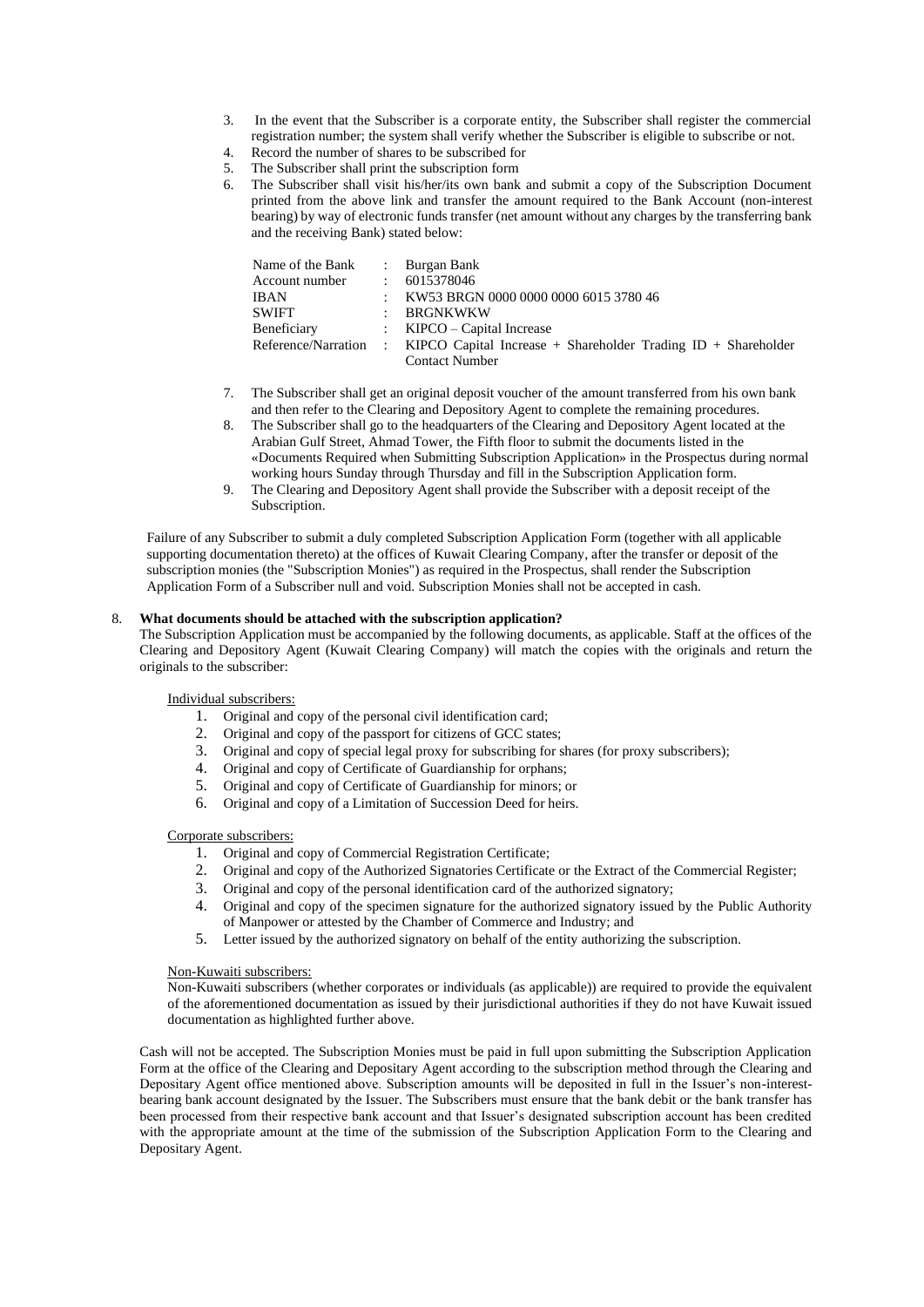3. In the event that the Subscriber is a corporate entity, the Subscriber shall register the commercial registration number; the system shall verify whether the Subscriber is eligible to subscribe or not.
4. Record the number of shares to be subscribed for
5. The Subscriber shall print the subscription form
6. The Subscriber shall visit his/her/its own bank and submit a copy of the Subscription Document printed from the above link and transfer the amount required to the Bank Account (non-interest bearing) by way of electronic funds transfer (net amount without any charges by the transferring bank and the receiving Bank) stated below:

| | | |
|---|---|---|
| Name of the Bank | : | Burgan Bank |
| Account number | : | 6015378046 |
| IBAN | : | KW53 BRGN 0000 0000 0000 6015 3780 46 |
| SWIFT | : | BRGNKWKW |
| Beneficiary | : | KIPCO – Capital Increase |
| Reference/Narration | : | KIPCO Capital Increase + Shareholder Trading ID + Shareholder Contact Number |

7. The Subscriber shall get an original deposit voucher of the amount transferred from his own bank and then refer to the Clearing and Depository Agent to complete the remaining procedures.
8. The Subscriber shall go to the headquarters of the Clearing and Depository Agent located at the Arabian Gulf Street, Ahmad Tower, the Fifth floor to submit the documents listed in the «Documents Required when Submitting Subscription Application» in the Prospectus during normal working hours Sunday through Thursday and fill in the Subscription Application form.
9. The Clearing and Depository Agent shall provide the Subscriber with a deposit receipt of the Subscription.

Failure of any Subscriber to submit a duly completed Subscription Application Form (together with all applicable supporting documentation thereto) at the offices of Kuwait Clearing Company, after the transfer or deposit of the subscription monies (the "Subscription Monies") as required in the Prospectus, shall render the Subscription Application Form of a Subscriber null and void. Subscription Monies shall not be accepted in cash.

8. **What documents should be attached with the subscription application?**

The Subscription Application must be accompanied by the following documents, as applicable. Staff at the offices of the Clearing and Depository Agent (Kuwait Clearing Company) will match the copies with the originals and return the originals to the subscriber:

Individual subscribers:

1. Original and copy of the personal civil identification card;
2. Original and copy of the passport for citizens of GCC states;
3. Original and copy of special legal proxy for subscribing for shares (for proxy subscribers);
4. Original and copy of Certificate of Guardianship for orphans;
5. Original and copy of Certificate of Guardianship for minors; or
6. Original and copy of a Limitation of Succession Deed for heirs.

Corporate subscribers:

1. Original and copy of Commercial Registration Certificate;
2. Original and copy of the Authorized Signatories Certificate or the Extract of the Commercial Register;
3. Original and copy of the personal identification card of the authorized signatory;
4. Original and copy of the specimen signature for the authorized signatory issued by the Public Authority of Manpower or attested by the Chamber of Commerce and Industry; and
5. Letter issued by the authorized signatory on behalf of the entity authorizing the subscription.

Non-Kuwaiti subscribers:

Non-Kuwaiti subscribers (whether corporates or individuals (as applicable)) are required to provide the equivalent of the aforementioned documentation as issued by their jurisdictional authorities if they do not have Kuwait issued documentation as highlighted further above.

Cash will not be accepted. The Subscription Monies must be paid in full upon submitting the Subscription Application Form at the office of the Clearing and Depositary Agent according to the subscription method through the Clearing and Depositary Agent office mentioned above. Subscription amounts will be deposited in full in the Issuer's non-interest-bearing bank account designated by the Issuer. The Subscribers must ensure that the bank debit or the bank transfer has been processed from their respective bank account and that Issuer's designated subscription account has been credited with the appropriate amount at the time of the submission of the Subscription Application Form to the Clearing and Depositary Agent.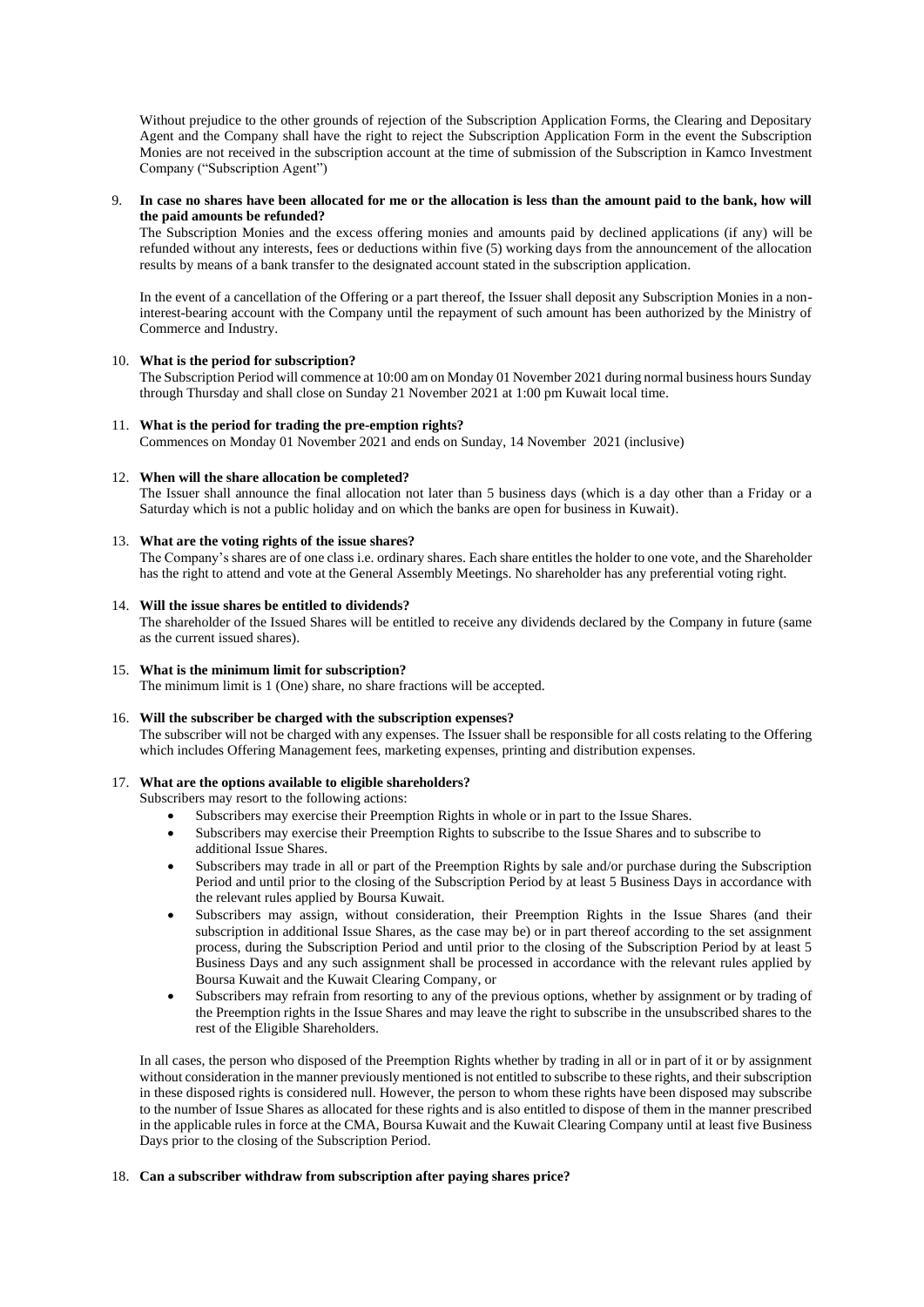Without prejudice to the other grounds of rejection of the Subscription Application Forms, the Clearing and Depositary Agent and the Company shall have the right to reject the Subscription Application Form in the event the Subscription Monies are not received in the subscription account at the time of submission of the Subscription in Kamco Investment Company ("Subscription Agent")

9. **In case no shares have been allocated for me or the allocation is less than the amount paid to the bank, how will the paid amounts be refunded?**

   The Subscription Monies and the excess offering monies and amounts paid by declined applications (if any) will be refunded without any interests, fees or deductions within five (5) working days from the announcement of the allocation results by means of a bank transfer to the designated account stated in the subscription application.

   In the event of a cancellation of the Offering or a part thereof, the Issuer shall deposit any Subscription Monies in a non-interest-bearing account with the Company until the repayment of such amount has been authorized by the Ministry of Commerce and Industry.

10. **What is the period for subscription?**

    The Subscription Period will commence at 10:00 am on Monday 01 November 2021 during normal business hours Sunday through Thursday and shall close on Sunday 21 November 2021 at 1:00 pm Kuwait local time.

11. **What is the period for trading the pre-emption rights?**

    Commences on Monday 01 November 2021 and ends on Sunday, 14 November 2021 (inclusive)

12. **When will the share allocation be completed?**

    The Issuer shall announce the final allocation not later than 5 business days (which is a day other than a Friday or a Saturday which is not a public holiday and on which the banks are open for business in Kuwait).

13. **What are the voting rights of the issue shares?**

    The Company's shares are of one class i.e. ordinary shares. Each share entitles the holder to one vote, and the Shareholder has the right to attend and vote at the General Assembly Meetings. No shareholder has any preferential voting right.

14. **Will the issue shares be entitled to dividends?**

    The shareholder of the Issued Shares will be entitled to receive any dividends declared by the Company in future (same as the current issued shares).

15. **What is the minimum limit for subscription?**

    The minimum limit is 1 (One) share, no share fractions will be accepted.

16. **Will the subscriber be charged with the subscription expenses?**

    The subscriber will not be charged with any expenses. The Issuer shall be responsible for all costs relating to the Offering which includes Offering Management fees, marketing expenses, printing and distribution expenses.

17. **What are the options available to eligible shareholders?**

    Subscribers may resort to the following actions:

    - Subscribers may exercise their Preemption Rights in whole or in part to the Issue Shares.
    - Subscribers may exercise their Preemption Rights to subscribe to the Issue Shares and to subscribe to additional Issue Shares.
    - Subscribers may trade in all or part of the Preemption Rights by sale and/or purchase during the Subscription Period and until prior to the closing of the Subscription Period by at least 5 Business Days in accordance with the relevant rules applied by Boursa Kuwait.
    - Subscribers may assign, without consideration, their Preemption Rights in the Issue Shares (and their subscription in additional Issue Shares, as the case may be) or in part thereof according to the set assignment process, during the Subscription Period and until prior to the closing of the Subscription Period by at least 5 Business Days and any such assignment shall be processed in accordance with the relevant rules applied by Boursa Kuwait and the Kuwait Clearing Company, or
    - Subscribers may refrain from resorting to any of the previous options, whether by assignment or by trading of the Preemption rights in the Issue Shares and may leave the right to subscribe in the unsubscribed shares to the rest of the Eligible Shareholders.

    In all cases, the person who disposed of the Preemption Rights whether by trading in all or in part of it or by assignment without consideration in the manner previously mentioned is not entitled to subscribe to these rights, and their subscription in these disposed rights is considered null. However, the person to whom these rights have been disposed may subscribe to the number of Issue Shares as allocated for these rights and is also entitled to dispose of them in the manner prescribed in the applicable rules in force at the CMA, Boursa Kuwait and the Kuwait Clearing Company until at least five Business Days prior to the closing of the Subscription Period.

18. **Can a subscriber withdraw from subscription after paying shares price?**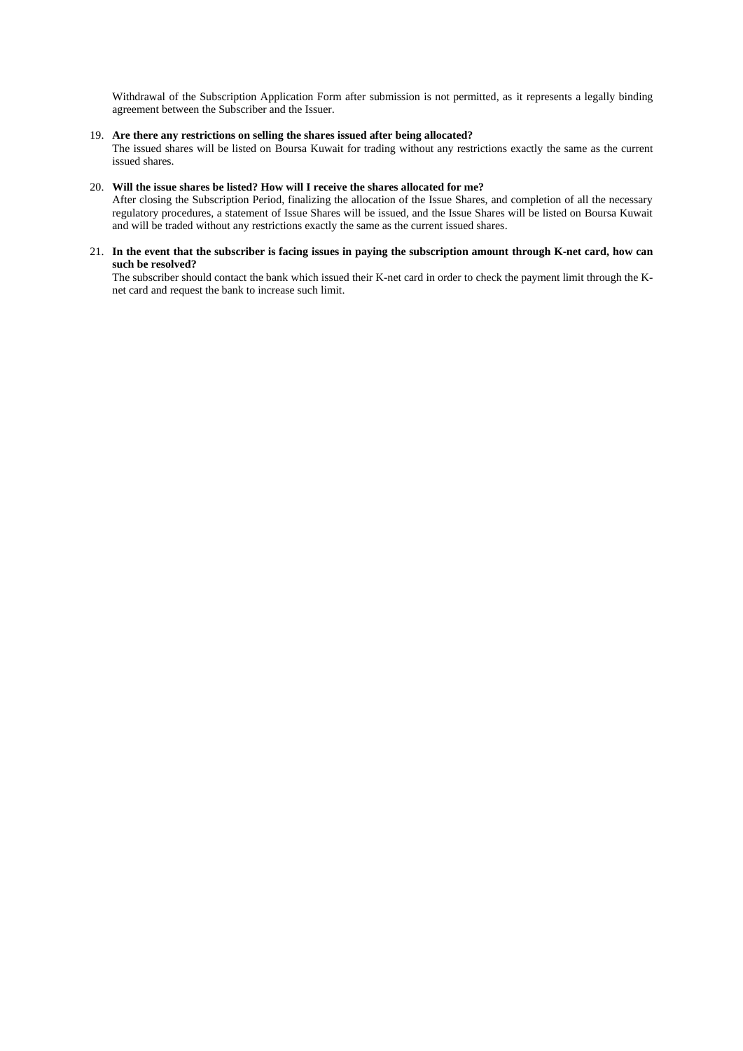Withdrawal of the Subscription Application Form after submission is not permitted, as it represents a legally binding agreement between the Subscriber and the Issuer.

19. **Are there any restrictions on selling the shares issued after being allocated?**
    The issued shares will be listed on Boursa Kuwait for trading without any restrictions exactly the same as the current issued shares.

20. **Will the issue shares be listed? How will I receive the shares allocated for me?**
    After closing the Subscription Period, finalizing the allocation of the Issue Shares, and completion of all the necessary regulatory procedures, a statement of Issue Shares will be issued, and the Issue Shares will be listed on Boursa Kuwait and will be traded without any restrictions exactly the same as the current issued shares.

21. **In the event that the subscriber is facing issues in paying the subscription amount through K-net card, how can such be resolved?**
    The subscriber should contact the bank which issued their K-net card in order to check the payment limit through the K-net card and request the bank to increase such limit.